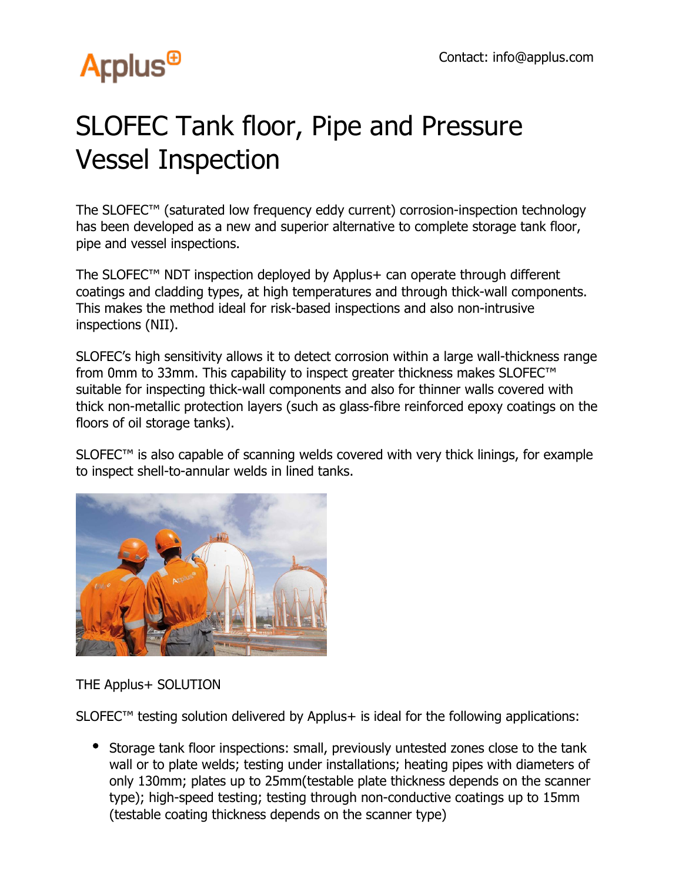Contact: info@applus.com

# SLOFEC Tank floor, Pipe and Pressure Vessel Inspection

The SLOFEC™ (saturated low frequency eddy current) corrosion-inspection technology has been developed as a new and superior alternative to complete storage tank floor, pipe and vessel inspections.

The SLOFEC™ NDT inspection deployed by Applus+ can operate through different coatings and cladding types, at high temperatures and through thick-wall components. This makes the method ideal for risk-based inspections and also non-intrusive inspections (NII).

SLOFEC's high sensitivity allows it to detect corrosion within a large wall-thickness range from 0mm to 33mm. This capability to inspect greater thickness makes SLOFEC™ suitable for inspecting thick-wall components and also for thinner walls covered with thick non-metallic protection layers (such as glass-fibre reinforced epoxy coatings on the floors of oil storage tanks).

SLOFEC™ is also capable of scanning welds covered with very thick linings, for example to inspect shell-to-annular welds in lined tanks.

THE Applus+ SOLUTION

SLOFEC™ testing solution delivered by Applus+ is ideal for the following applications:

- Storage tank floor inspections: small, previously untested zones close to the tank wall or to plate welds; testing under installations; heating pipes with diameters of only 130mm; plates up to 25mm(testable plate thickness depends on the scanner type); high-speed testing; testing through non-conductive coatings up to 15mm (testable coating thickness depends on the scanner type)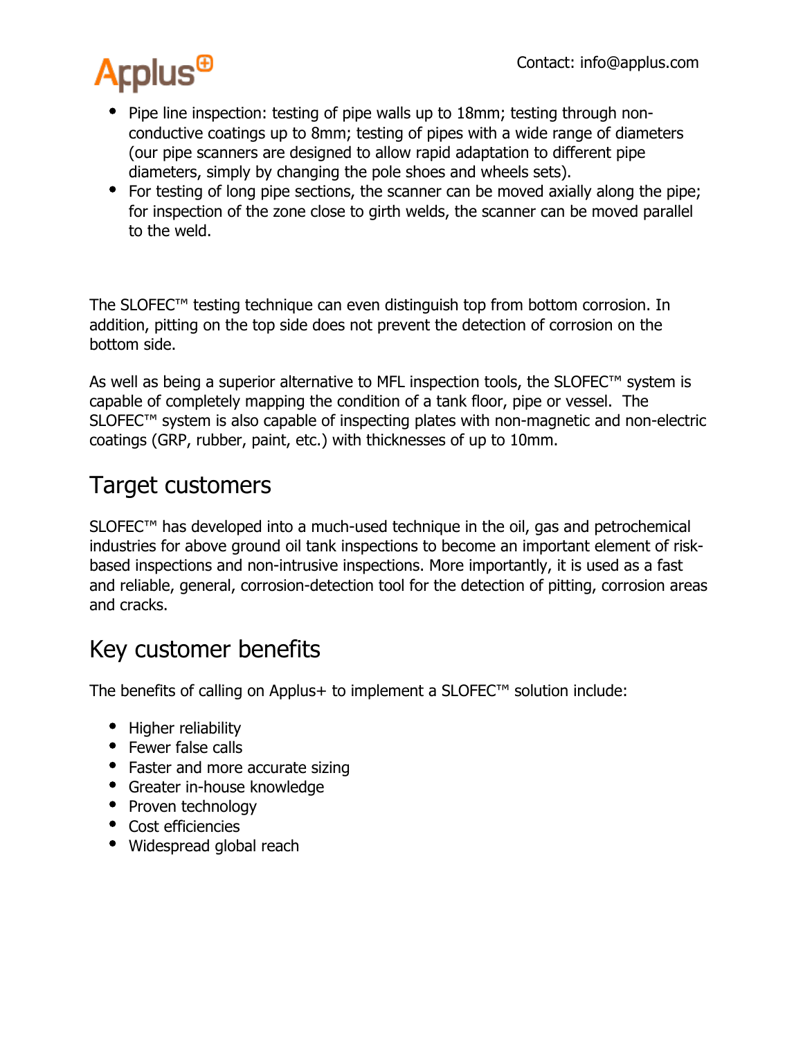- Pipe line inspection: testing of pipe walls up to 18mm; testing through non-conductive coatings up to 8mm; testing of pipes with a wide range of diameters (our pipe scanners are designed to allow rapid adaptation to different pipe diameters, simply by changing the pole shoes and wheels sets).
- For testing of long pipe sections, the scanner can be moved axially along the pipe; for inspection of the zone close to girth welds, the scanner can be moved parallel to the weld.

The SLOFEC™ testing technique can even distinguish top from bottom corrosion. In addition, pitting on the top side does not prevent the detection of corrosion on the bottom side.

As well as being a superior alternative to MFL inspection tools, the SLOFEC™ system is capable of completely mapping the condition of a tank floor, pipe or vessel. The SLOFEC™ system is also capable of inspecting plates with non-magnetic and non-electric coatings (GRP, rubber, paint, etc.) with thicknesses of up to 10mm.

## Target customers

SLOFEC™ has developed into a much-used technique in the oil, gas and petrochemical industries for above ground oil tank inspections to become an important element of risk-based inspections and non-intrusive inspections. More importantly, it is used as a fast and reliable, general, corrosion-detection tool for the detection of pitting, corrosion areas and cracks.

## Key customer benefits

The benefits of calling on Applus+ to implement a SLOFEC™ solution include:

- Higher reliability
- Fewer false calls
- Faster and more accurate sizing
- Greater in-house knowledge
- Proven technology
- Cost efficiencies
- Widespread global reach